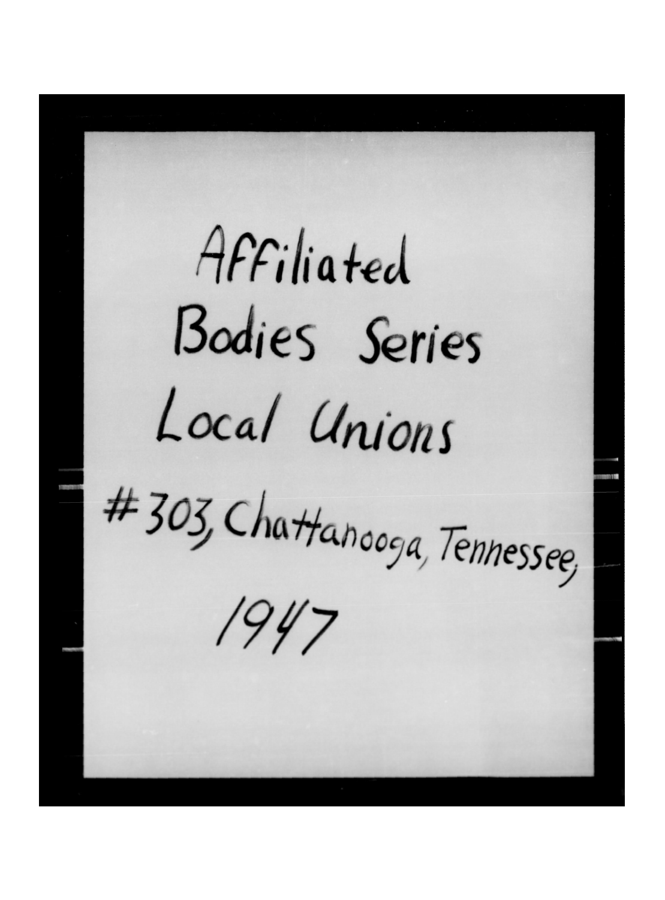Affiliated Bodies Series

Local Unions

#303, Chattanooga, Tennessee,

1947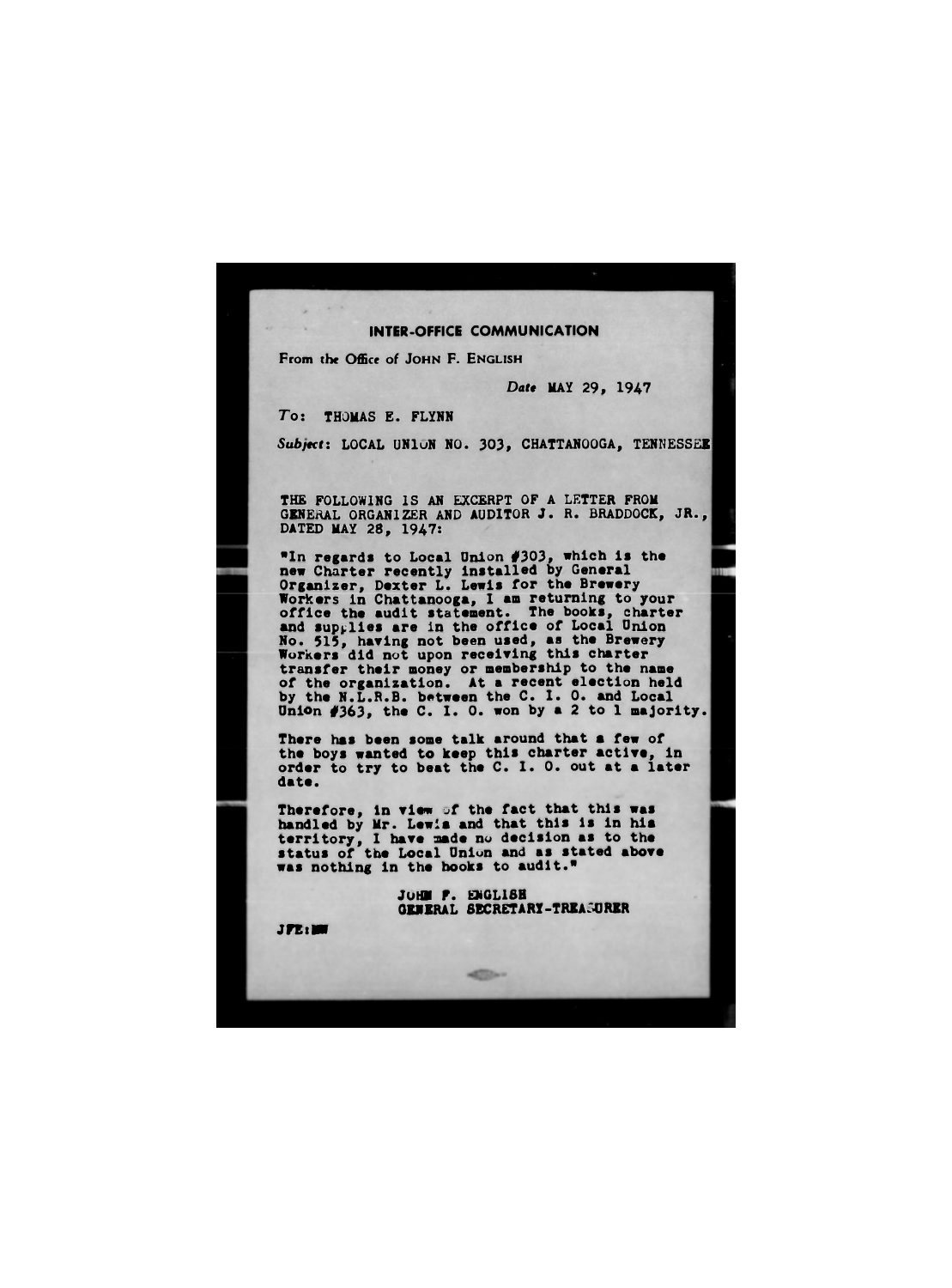**INTER-OFFICE COMMUNICATION**

From the Office of JOHN F. ENGLISH

*Date* MAY 29, 1947

*To*: THOMAS E. FLYNN

*Subject*: LOCAL UNION NO. 303, CHATTANOOGA, TENNESSEE

THE FOLLOWING IS AN EXCERPT OF A LETTER FROM GENERAL ORGANIZER AND AUDITOR J. R. BRADDOCK, JR., DATED MAY 28, 1947:

"In regards to Local Union #303, which is the new Charter recently installed by General Organizer, Dexter L. Lewis for the Brewery Workers in Chattanooga, I am returning to your office the audit statement. The books, charter and supplies are in the office of Local Union No. 515, having not been used, as the Brewery Workers did not upon receiving this charter transfer their money or membership to the name of the organization. At a recent election held by the N.L.R.B. between the C. I. O. and Local Union #363, the C. I. O. won by a 2 to 1 majority.

There has been some talk around that a few of the boys wanted to keep this charter active, in order to try to beat the C. I. O. out at a later date.

Therefore, in view of the fact that this was handled by Mr. Lewis and that this is in his territory, I have made no decision as to the status of the Local Union and as stated above was nothing in the books to audit."

JOHN F. ENGLISH
GENERAL SECRETARY-TREASURER

JFE:MW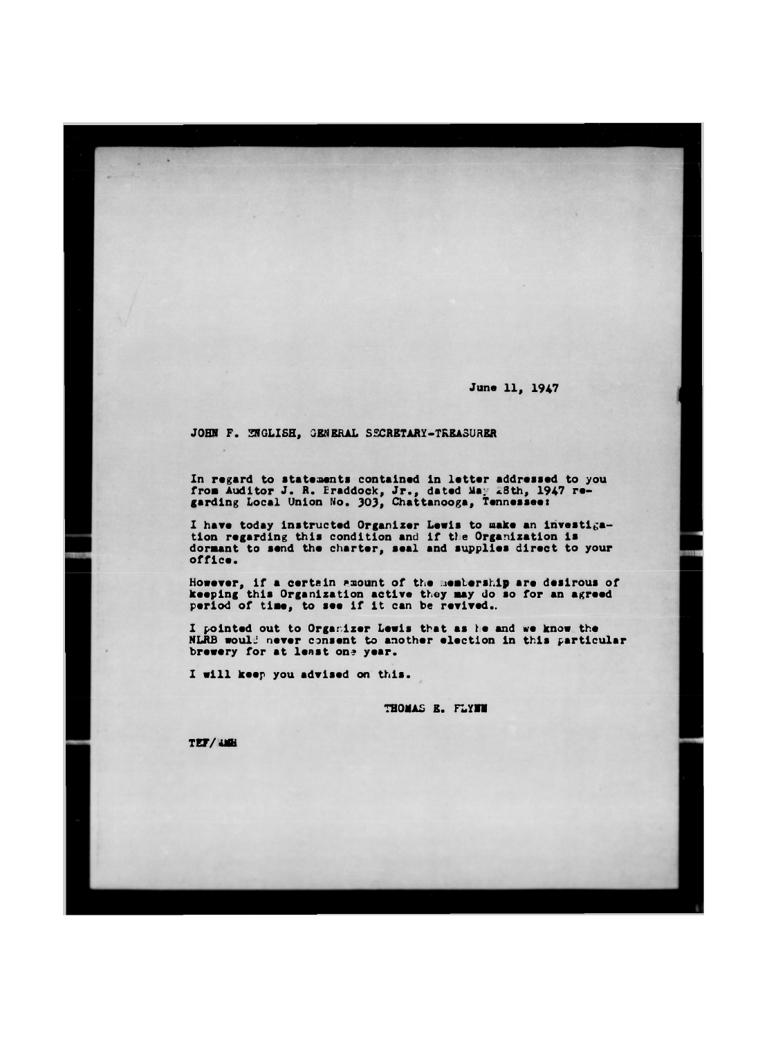June 11, 1947

JOHN F. ENGLISH, GENERAL SECRETARY-TREASURER

In regard to statements contained in letter addressed to you from Auditor J. R. Braddock, Jr., dated May 28th, 1947 regarding Local Union No. 303, Chattanooga, Tennessee:

I have today instructed Organizer Lewis to make an investigation regarding this condition and if the Organization is dormant to send the charter, seal and supplies direct to your office.

However, if a certain amount of the membership are desirous of keeping this Organization active they may do so for an agreed period of time, to see if it can be revived.

I pointed out to Organizer Lewis that as he and we know the NLRB would never consent to another election in this particular brewery for at least one year.

I will keep you advised on this.

THOMAS E. FLYNN

TEF/AMH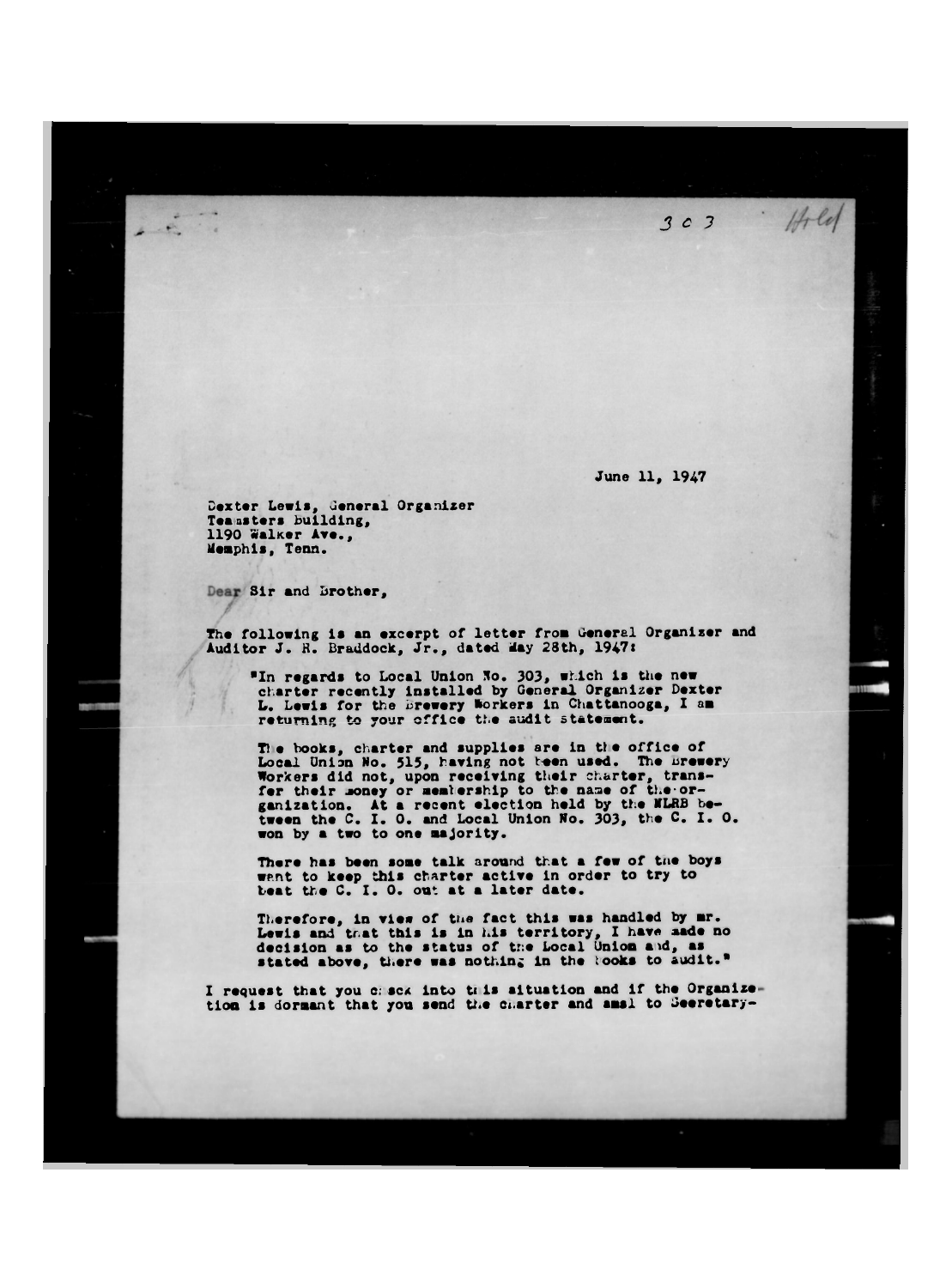303 Hold

June 11, 1947

Dexter Lewis, General Organizer
Teamsters Building,
1190 Walker Ave.,
Memphis, Tenn.

Dear Sir and Brother,

The following is an excerpt of letter from General Organizer and Auditor J. R. Braddock, Jr., dated May 28th, 1947:

> "In regards to Local Union No. 303, which is the new charter recently installed by General Organizer Dexter L. Lewis for the Brewery Workers in Chattanooga, I am returning to your office the audit statement.
>
> The books, charter and supplies are in the office of Local Union No. 515, having not been used. The Brewery Workers did not, upon receiving their charter, transfer their money or membership to the name of the organization. At a recent election held by the NLRB between the C. I. O. and Local Union No. 303, the C. I. O. won by a two to one majority.
>
> There has been some talk around that a few of the boys want to keep this charter active in order to try to beat the C. I. O. out at a later date.
>
> Therefore, in view of the fact this was handled by Mr. Lewis and that this is in his territory, I have made no decision as to the status of the Local Union and, as stated above, there was nothing in the books to audit."

I request that you check into this situation and if the Organization is dormant that you send the charter and seal to Secretary-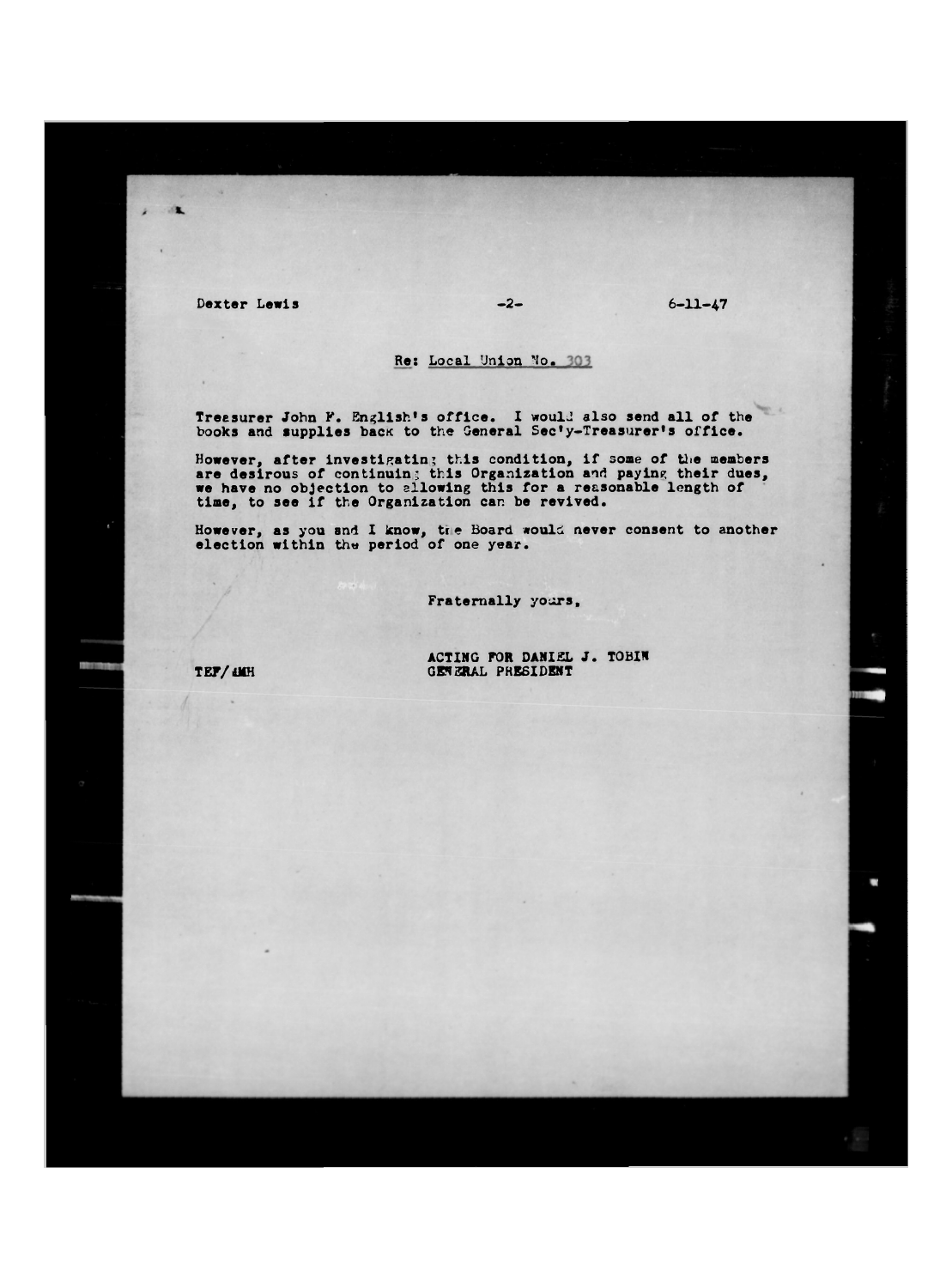Re: Local Union No. 303

Treasurer John F. English's office. I would also send all of the books and supplies back to the General Sec'y-Treasurer's office.

However, after investigating this condition, if some of the members are desirous of continuing this Organization and paying their dues, we have no objection to allowing this for a reasonable length of time, to see if the Organization can be revived.

However, as you and I know, the Board would never consent to another election within the period of one year.

Fraternally yours,

ACTING FOR DANIEL J. TOBIN
GENERAL PRESIDENT

TEF/MH